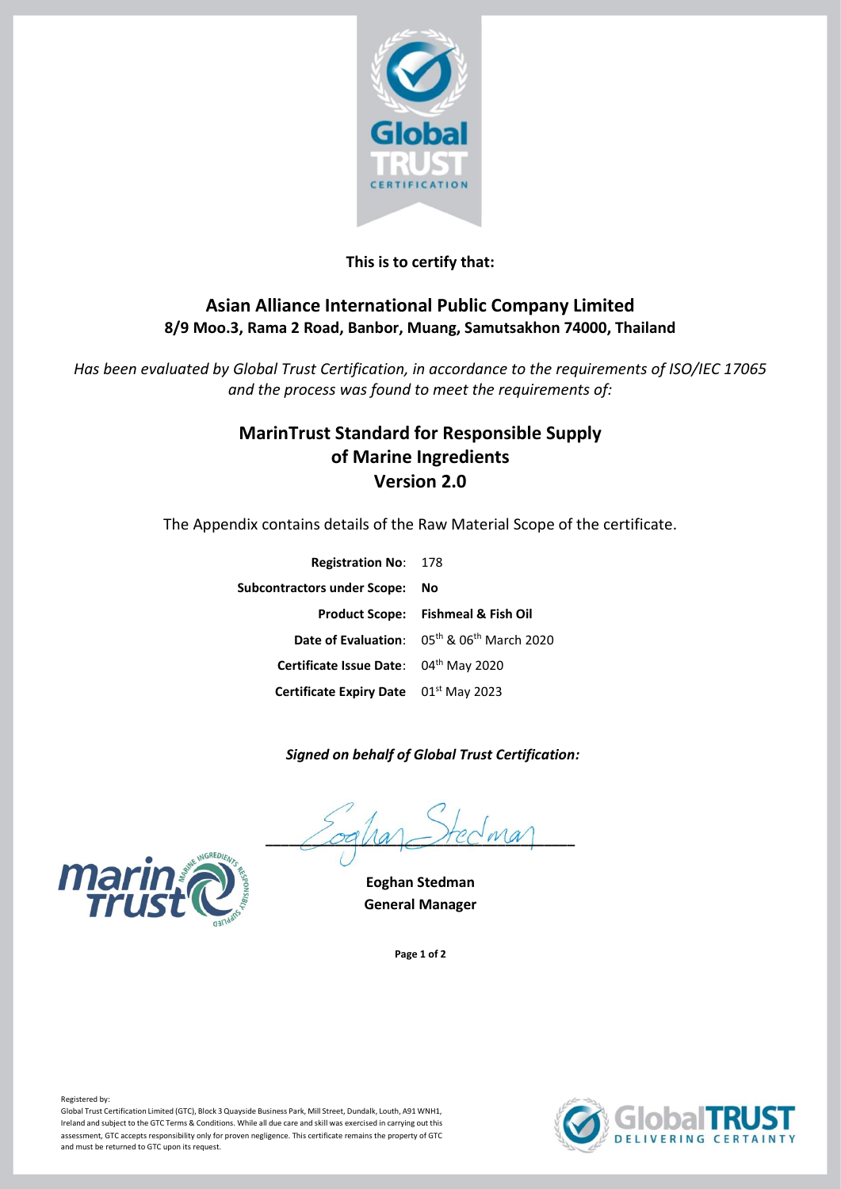**This is to certify that:**

## Asian Alliance International Public Company Limited

**8/9 Moo.3, Rama 2 Road, Banbor, Muang, Samutsakhon 74000, Thailand**

*Has been evaluated by Global Trust Certification, in accordance to the requirements of ISO/IEC 17065 and the process was found to meet the requirements of:*

## MarinTrust Standard for Responsible Supply of Marine Ingredients Version 2.0

The Appendix contains details of the Raw Material Scope of the certificate.

**Registration No**: 178

**Subcontractors under Scope:** **No**

**Product Scope:** **Fishmeal & Fish Oil**

**Date of Evaluation**: 05th & 06th March 2020

**Certificate Issue Date**: 04th May 2020

**Certificate Expiry Date** 01st May 2023

***Signed on behalf of Global Trust Certification:***

**Eoghan Stedman**
**General Manager**

Registered by:
Global Trust Certification Limited (GTC), Block 3 Quayside Business Park, Mill Street, Dundalk, Louth, A91 WNH1, Ireland and subject to the GTC Terms & Conditions. While all due care and skill was exercised in carrying out this assessment, GTC accepts responsibility only for proven negligence. This certificate remains the property of GTC and must be returned to GTC upon its request.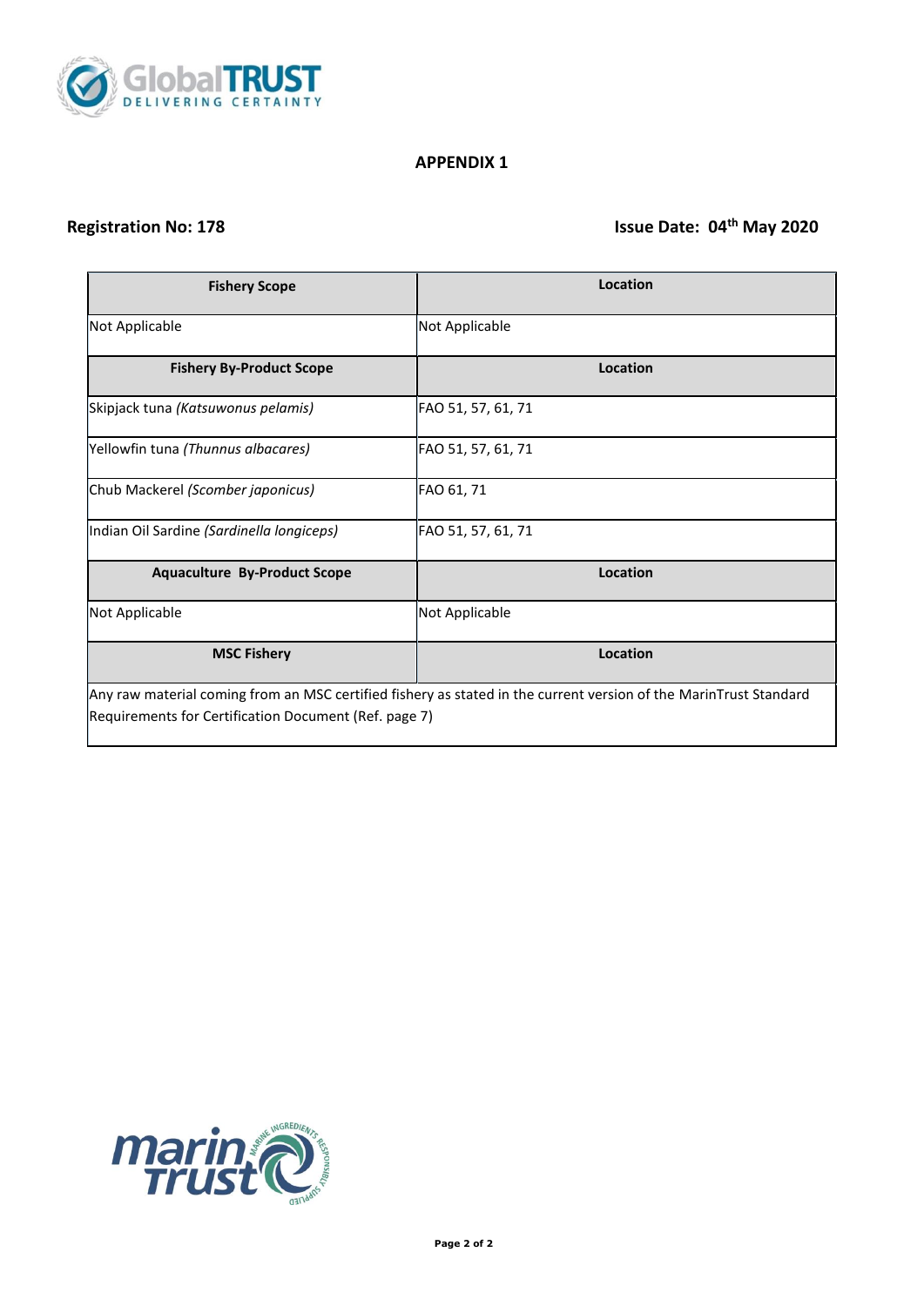## APPENDIX 1

**Registration No: 178** **Issue Date: 04th May 2020**

| **Fishery Scope** | **Location** |
|---|---|
| Not Applicable | Not Applicable |
| **Fishery By-Product Scope** | **Location** |
| Skipjack tuna *(Katsuwonus pelamis)* | FAO 51, 57, 61, 71 |
| Yellowfin tuna *(Thunnus albacares)* | FAO 51, 57, 61, 71 |
| Chub Mackerel *(Scomber japonicus)* | FAO 61, 71 |
| Indian Oil Sardine *(Sardinella longiceps)* | FAO 51, 57, 61, 71 |
| **Aquaculture By-Product Scope** | **Location** |
| Not Applicable | Not Applicable |
| **MSC Fishery** | **Location** |
| Any raw material coming from an MSC certified fishery as stated in the current version of the MarinTrust Standard Requirements for Certification Document (Ref. page 7) | |